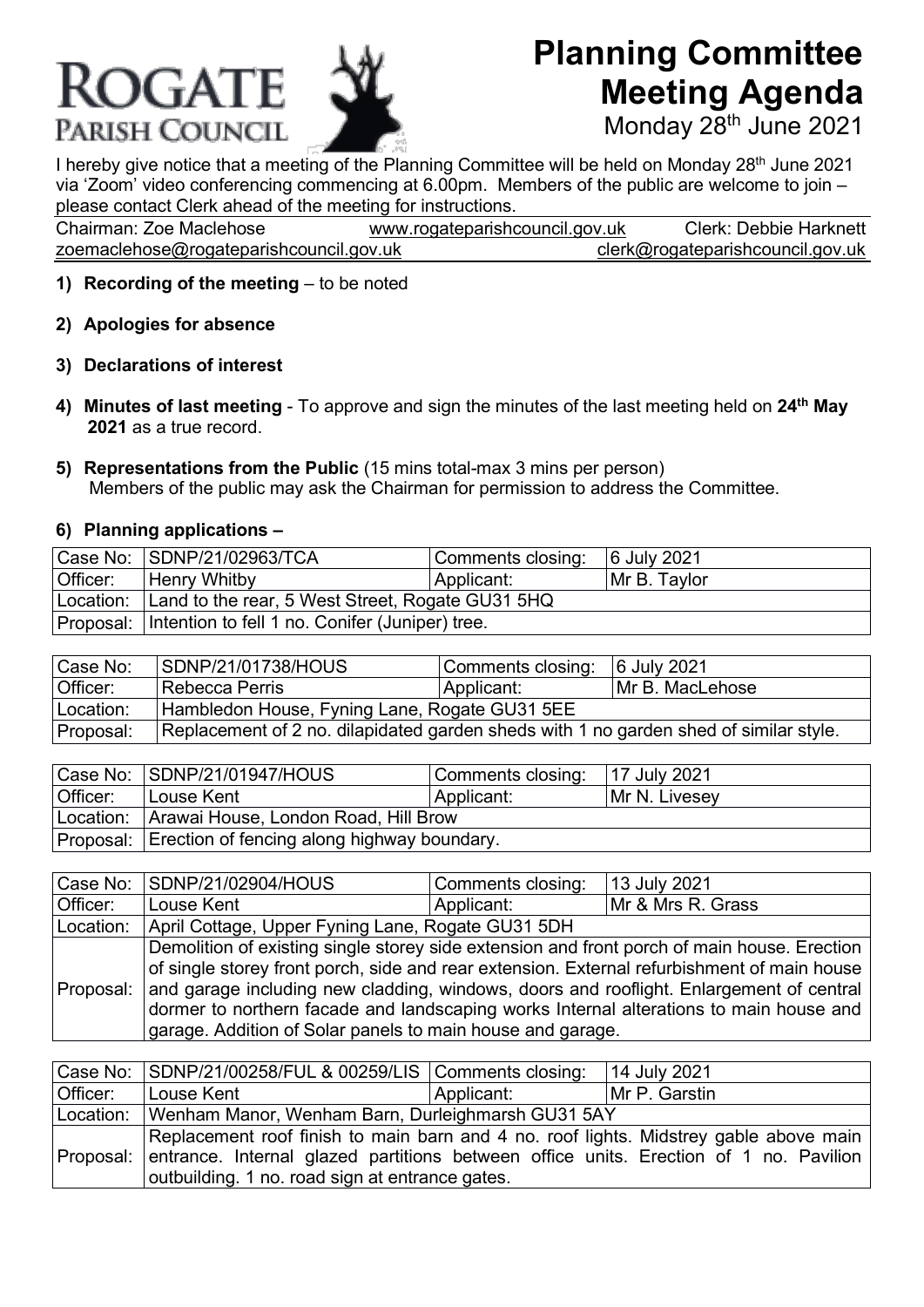# ROGATE PARISH COUNCIL

# Planning Committee Meeting Agenda

Monday 28th June 2021

I hereby give notice that a meeting of the Planning Committee will be held on Monday 28th June 2021 via 'Zoom' video conferencing commencing at 6.00pm. Members of the public are welcome to join – please contact Clerk ahead of the meeting for instructions.

| Chairman: Zoe Maclehose | www.rogateparishcouncil.gov.uk | Clerk: Debbie Harknett |
|---|---|---|
| zoemaclehose@rogateparishcouncil.gov.uk | | clerk@rogateparishcouncil.gov.uk |

1) **Recording of the meeting** – to be noted

2) **Apologies for absence**

3) **Declarations of interest**

4) **Minutes of last meeting** - To approve and sign the minutes of the last meeting held on **24th May 2021** as a true record.

5) **Representations from the Public** (15 mins total-max 3 mins per person)
Members of the public may ask the Chairman for permission to address the Committee.

6) **Planning applications –**

| Case No: | SDNP/21/02963/TCA | Comments closing: | 6 July 2021 |
|---|---|---|---|
| Officer: | Henry Whitby | Applicant: | Mr B. Taylor |
| Location: | Land to the rear, 5 West Street, Rogate GU31 5HQ | | |
| Proposal: | Intention to fell 1 no. Conifer (Juniper) tree. | | |

| Case No: | SDNP/21/01738/HOUS | Comments closing: | 6 July 2021 |
|---|---|---|---|
| Officer: | Rebecca Perris | Applicant: | Mr B. MacLehose |
| Location: | Hambledon House, Fyning Lane, Rogate GU31 5EE | | |
| Proposal: | Replacement of 2 no. dilapidated garden sheds with 1 no garden shed of similar style. | | |

| Case No: | SDNP/21/01947/HOUS | Comments closing: | 17 July 2021 |
|---|---|---|---|
| Officer: | Louse Kent | Applicant: | Mr N. Livesey |
| Location: | Arawai House, London Road, Hill Brow | | |
| Proposal: | Erection of fencing along highway boundary. | | |

| Case No: | SDNP/21/02904/HOUS | Comments closing: | 13 July 2021 |
|---|---|---|---|
| Officer: | Louse Kent | Applicant: | Mr & Mrs R. Grass |
| Location: | April Cottage, Upper Fyning Lane, Rogate GU31 5DH | | |
| Proposal: | Demolition of existing single storey side extension and front porch of main house. Erection of single storey front porch, side and rear extension. External refurbishment of main house and garage including new cladding, windows, doors and rooflight. Enlargement of central dormer to northern facade and landscaping works Internal alterations to main house and garage. Addition of Solar panels to main house and garage. | | |

| Case No: | SDNP/21/00258/FUL & 00259/LIS | Comments closing: | 14 July 2021 |
|---|---|---|---|
| Officer: | Louse Kent | Applicant: | Mr P. Garstin |
| Location: | Wenham Manor, Wenham Barn, Durleighmarsh GU31 5AY | | |
| Proposal: | Replacement roof finish to main barn and 4 no. roof lights. Midstrey gable above main entrance. Internal glazed partitions between office units. Erection of 1 no. Pavilion outbuilding. 1 no. road sign at entrance gates. | | |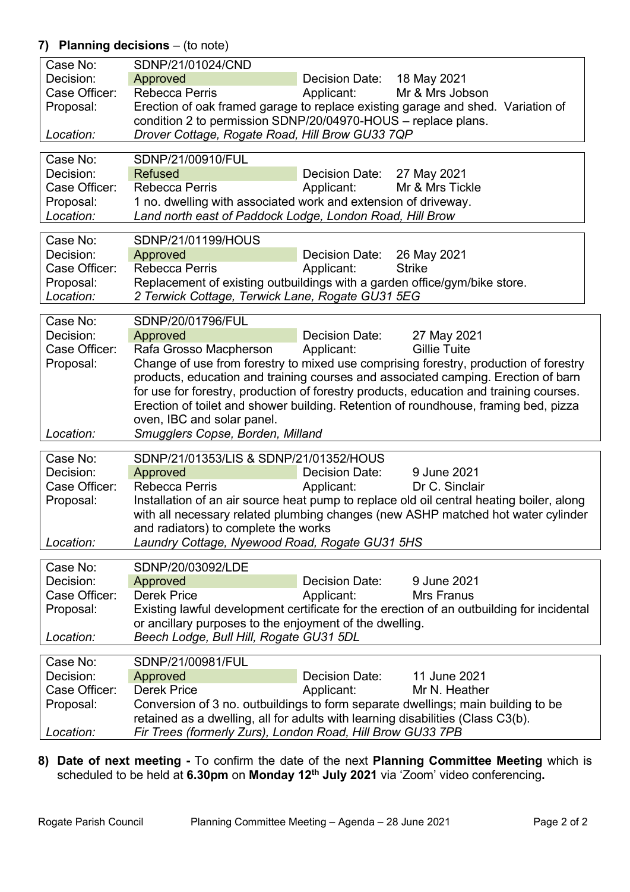## 7) **Planning decisions** – (to note)

| | | | |
|---|---|---|---|
| Case No: | SDNP/21/01024/CND | | |
| Decision: | Approved | Decision Date: | 18 May 2021 |
| Case Officer: | Rebecca Perris | Applicant: | Mr & Mrs Jobson |
| Proposal: | Erection of oak framed garage to replace existing garage and shed. Variation of condition 2 to permission SDNP/20/04970-HOUS – replace plans. | | |
| *Location:* | *Drover Cottage, Rogate Road, Hill Brow GU33 7QP* | | |

| | | | |
|---|---|---|---|
| Case No: | SDNP/21/00910/FUL | | |
| Decision: | Refused | Decision Date: | 27 May 2021 |
| Case Officer: | Rebecca Perris | Applicant: | Mr & Mrs Tickle |
| Proposal: | 1 no. dwelling with associated work and extension of driveway. | | |
| *Location:* | *Land north east of Paddock Lodge, London Road, Hill Brow* | | |

| | | | |
|---|---|---|---|
| Case No: | SDNP/21/01199/HOUS | | |
| Decision: | Approved | Decision Date: | 26 May 2021 |
| Case Officer: | Rebecca Perris | Applicant: | Strike |
| Proposal: | Replacement of existing outbuildings with a garden office/gym/bike store. | | |
| *Location:* | *2 Terwick Cottage, Terwick Lane, Rogate GU31 5EG* | | |

| | | | |
|---|---|---|---|
| Case No: | SDNP/20/01796/FUL | | |
| Decision: | Approved | Decision Date: | 27 May 2021 |
| Case Officer: | Rafa Grosso Macpherson | Applicant: | Gillie Tuite |
| Proposal: | Change of use from forestry to mixed use comprising forestry, production of forestry products, education and training courses and associated camping. Erection of barn for use for forestry, production of forestry products, education and training courses. Erection of toilet and shower building. Retention of roundhouse, framing bed, pizza oven, IBC and solar panel. | | |
| *Location:* | *Smugglers Copse, Borden, Milland* | | |

| | | | |
|---|---|---|---|
| Case No: | SDNP/21/01353/LIS & SDNP/21/01352/HOUS | | |
| Decision: | Approved | Decision Date: | 9 June 2021 |
| Case Officer: | Rebecca Perris | Applicant: | Dr C. Sinclair |
| Proposal: | Installation of an air source heat pump to replace old oil central heating boiler, along with all necessary related plumbing changes (new ASHP matched hot water cylinder and radiators) to complete the works | | |
| *Location:* | *Laundry Cottage, Nyewood Road, Rogate GU31 5HS* | | |

| | | | |
|---|---|---|---|
| Case No: | SDNP/20/03092/LDE | | |
| Decision: | Approved | Decision Date: | 9 June 2021 |
| Case Officer: | Derek Price | Applicant: | Mrs Franus |
| Proposal: | Existing lawful development certificate for the erection of an outbuilding for incidental or ancillary purposes to the enjoyment of the dwelling. | | |
| *Location:* | *Beech Lodge, Bull Hill, Rogate GU31 5DL* | | |

| | | | |
|---|---|---|---|
| Case No: | SDNP/21/00981/FUL | | |
| Decision: | Approved | Decision Date: | 11 June 2021 |
| Case Officer: | Derek Price | Applicant: | Mr N. Heather |
| Proposal: | Conversion of 3 no. outbuildings to form separate dwellings; main building to be retained as a dwelling, all for adults with learning disabilities (Class C3(b). | | |
| *Location:* | *Fir Trees (formerly Zurs), London Road, Hill Brow GU33 7PB* | | |

## 8) **Date of next meeting -** To confirm the date of the next **Planning Committee Meeting** which is scheduled to be held at **6.30pm** on **Monday 12th July 2021** via 'Zoom' video conferencing**.**